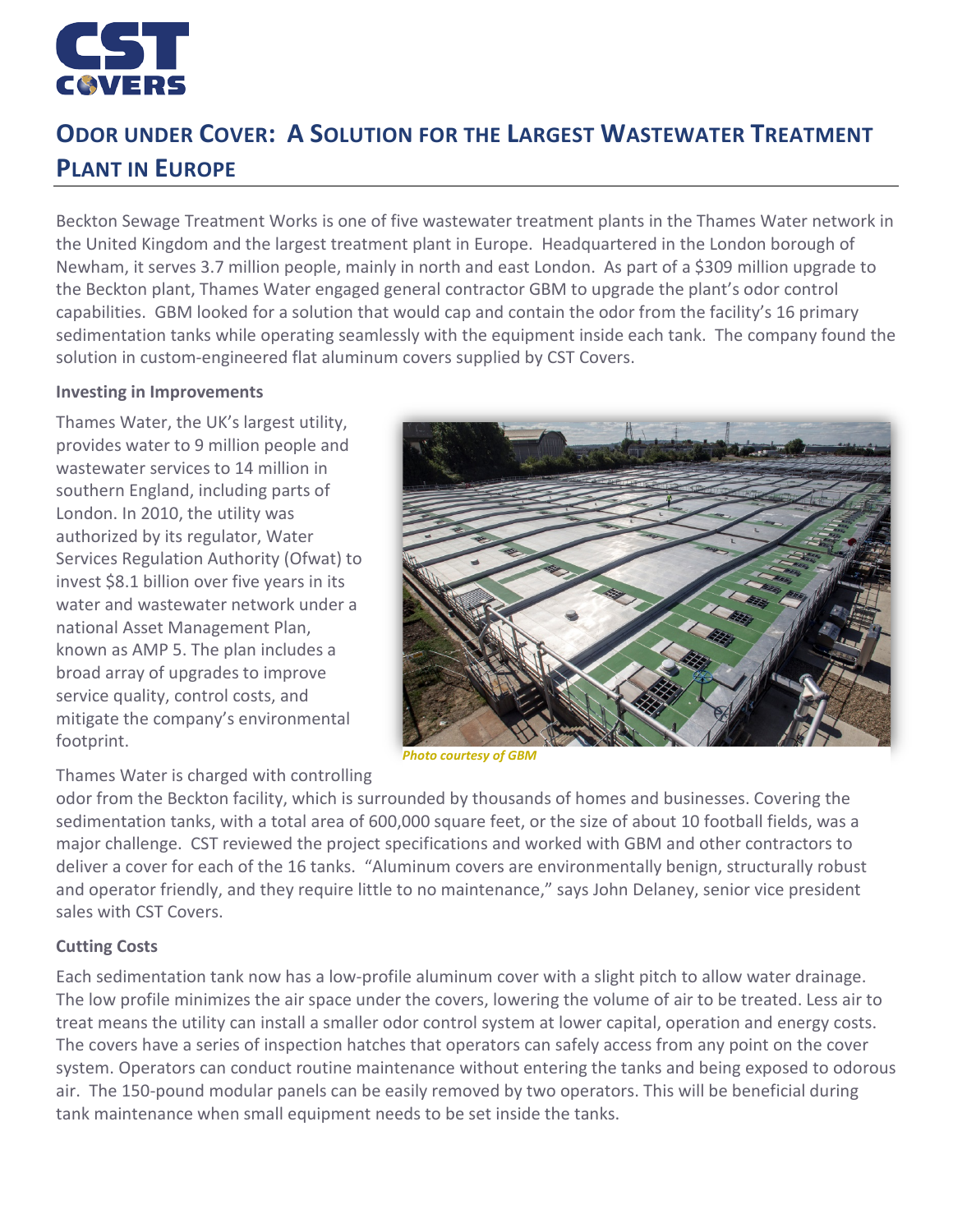# ODOR UNDER COVER: A SOLUTION FOR THE LARGEST WASTEWATER TREATMENT PLANT IN EUROPE

Beckton Sewage Treatment Works is one of five wastewater treatment plants in the Thames Water network in the United Kingdom and the largest treatment plant in Europe. Headquartered in the London borough of Newham, it serves 3.7 million people, mainly in north and east London. As part of a $309 million upgrade to the Beckton plant, Thames Water engaged general contractor GBM to upgrade the plant's odor control capabilities. GBM looked for a solution that would cap and contain the odor from the facility's 16 primary sedimentation tanks while operating seamlessly with the equipment inside each tank. The company found the solution in custom-engineered flat aluminum covers supplied by CST Covers.

**Investing in Improvements**

Thames Water, the UK's largest utility, provides water to 9 million people and wastewater services to 14 million in southern England, including parts of London. In 2010, the utility was authorized by its regulator, Water Services Regulation Authority (Ofwat) to invest $8.1 billion over five years in its water and wastewater network under a national Asset Management Plan, known as AMP 5. The plan includes a broad array of upgrades to improve service quality, control costs, and mitigate the company's environmental footprint.

*Photo courtesy of GBM*

Thames Water is charged with controlling odor from the Beckton facility, which is surrounded by thousands of homes and businesses. Covering the sedimentation tanks, with a total area of 600,000 square feet, or the size of about 10 football fields, was a major challenge. CST reviewed the project specifications and worked with GBM and other contractors to deliver a cover for each of the 16 tanks. "Aluminum covers are environmentally benign, structurally robust and operator friendly, and they require little to no maintenance," says John Delaney, senior vice president sales with CST Covers.

**Cutting Costs**

Each sedimentation tank now has a low-profile aluminum cover with a slight pitch to allow water drainage. The low profile minimizes the air space under the covers, lowering the volume of air to be treated. Less air to treat means the utility can install a smaller odor control system at lower capital, operation and energy costs. The covers have a series of inspection hatches that operators can safely access from any point on the cover system. Operators can conduct routine maintenance without entering the tanks and being exposed to odorous air. The 150-pound modular panels can be easily removed by two operators. This will be beneficial during tank maintenance when small equipment needs to be set inside the tanks.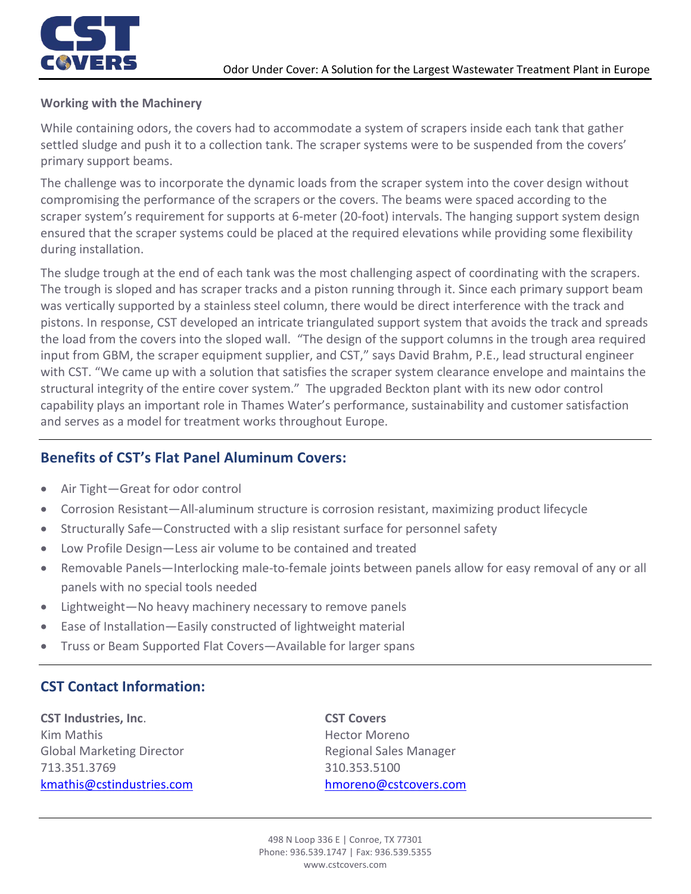**Working with the Machinery**

While containing odors, the covers had to accommodate a system of scrapers inside each tank that gather settled sludge and push it to a collection tank. The scraper systems were to be suspended from the covers' primary support beams.

The challenge was to incorporate the dynamic loads from the scraper system into the cover design without compromising the performance of the scrapers or the covers. The beams were spaced according to the scraper system's requirement for supports at 6-meter (20-foot) intervals. The hanging support system design ensured that the scraper systems could be placed at the required elevations while providing some flexibility during installation.

The sludge trough at the end of each tank was the most challenging aspect of coordinating with the scrapers. The trough is sloped and has scraper tracks and a piston running through it. Since each primary support beam was vertically supported by a stainless steel column, there would be direct interference with the track and pistons. In response, CST developed an intricate triangulated support system that avoids the track and spreads the load from the covers into the sloped wall. "The design of the support columns in the trough area required input from GBM, the scraper equipment supplier, and CST," says David Brahm, P.E., lead structural engineer with CST. "We came up with a solution that satisfies the scraper system clearance envelope and maintains the structural integrity of the entire cover system." The upgraded Beckton plant with its new odor control capability plays an important role in Thames Water's performance, sustainability and customer satisfaction and serves as a model for treatment works throughout Europe.

## Benefits of CST's Flat Panel Aluminum Covers:

- Air Tight—Great for odor control
- Corrosion Resistant—All-aluminum structure is corrosion resistant, maximizing product lifecycle
- Structurally Safe—Constructed with a slip resistant surface for personnel safety
- Low Profile Design—Less air volume to be contained and treated
- Removable Panels—Interlocking male-to-female joints between panels allow for easy removal of any or all panels with no special tools needed
- Lightweight—No heavy machinery necessary to remove panels
- Ease of Installation—Easily constructed of lightweight material
- Truss or Beam Supported Flat Covers—Available for larger spans

## CST Contact Information:

**CST Industries, Inc.**
Kim Mathis
Global Marketing Director
713.351.3769
kmathis@cstindustries.com

**CST Covers**
Hector Moreno
Regional Sales Manager
310.353.5100
hmoreno@cstcovers.com

498 N Loop 336 E | Conroe, TX 77301
Phone: 936.539.1747 | Fax: 936.539.5355
www.cstcovers.com